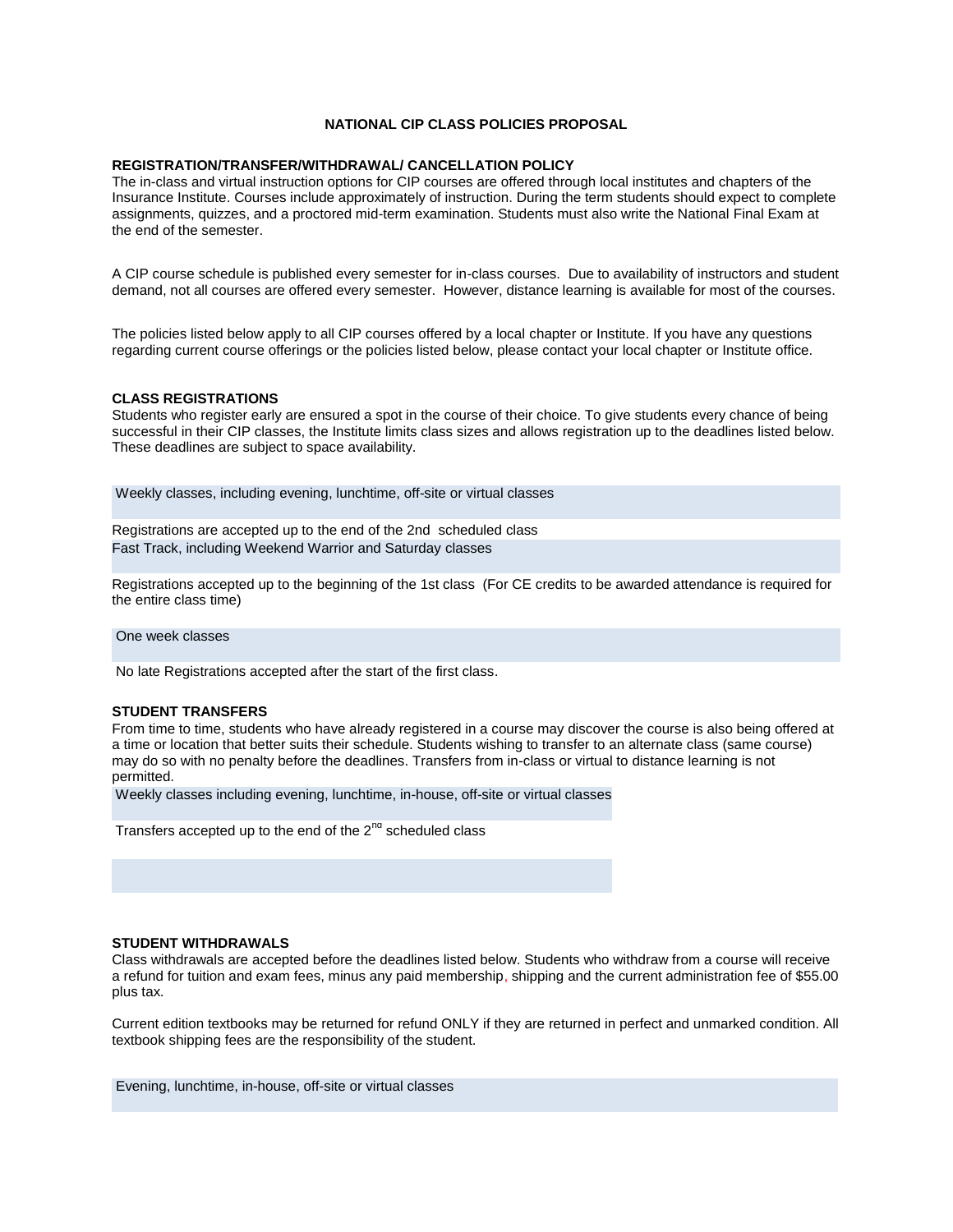# NATIONAL CIP CLASS POLICIES PROPOSAL

## REGISTRATION/TRANSFER/WITHDRAWAL/ CANCELLATION POLICY

The in-class and virtual instruction options for CIP courses are offered through local institutes and chapters of the Insurance Institute. Courses include approximately of instruction. During the term students should expect to complete assignments, quizzes, and a proctored mid-term examination. Students must also write the National Final Exam at the end of the semester.

A CIP course schedule is published every semester for in-class courses. Due to availability of instructors and student demand, not all courses are offered every semester. However, distance learning is available for most of the courses.

The policies listed below apply to all CIP courses offered by a local chapter or Institute. If you have any questions regarding current course offerings or the policies listed below, please contact your local chapter or Institute office.

## CLASS REGISTRATIONS

Students who register early are ensured a spot in the course of their choice. To give students every chance of being successful in their CIP classes, the Institute limits class sizes and allows registration up to the deadlines listed below. These deadlines are subject to space availability.

| Weekly classes, including evening, lunchtime, off-site or virtual classes |
|---|
| Registrations are accepted up to the end of the 2nd scheduled class |
| Fast Track, including Weekend Warrior and Saturday classes |
| Registrations accepted up to the beginning of the 1st class (For CE credits to be awarded attendance is required for the entire class time) |
| One week classes |
| No late Registrations accepted after the start of the first class. |

## STUDENT TRANSFERS

From time to time, students who have already registered in a course may discover the course is also being offered at a time or location that better suits their schedule. Students wishing to transfer to an alternate class (same course) may do so with no penalty before the deadlines. Transfers from in-class or virtual to distance learning is not permitted.

| Weekly classes including evening, lunchtime, in-house, off-site or virtual classes |
|---|
| Transfers accepted up to the end of the 2nd scheduled class |
| |

## STUDENT WITHDRAWALS

Class withdrawals are accepted before the deadlines listed below. Students who withdraw from a course will receive a refund for tuition and exam fees, minus any paid membership, shipping and the current administration fee of $55.00 plus tax.

Current edition textbooks may be returned for refund ONLY if they are returned in perfect and unmarked condition. All textbook shipping fees are the responsibility of the student.

| Evening, lunchtime, in-house, off-site or virtual classes |
|---|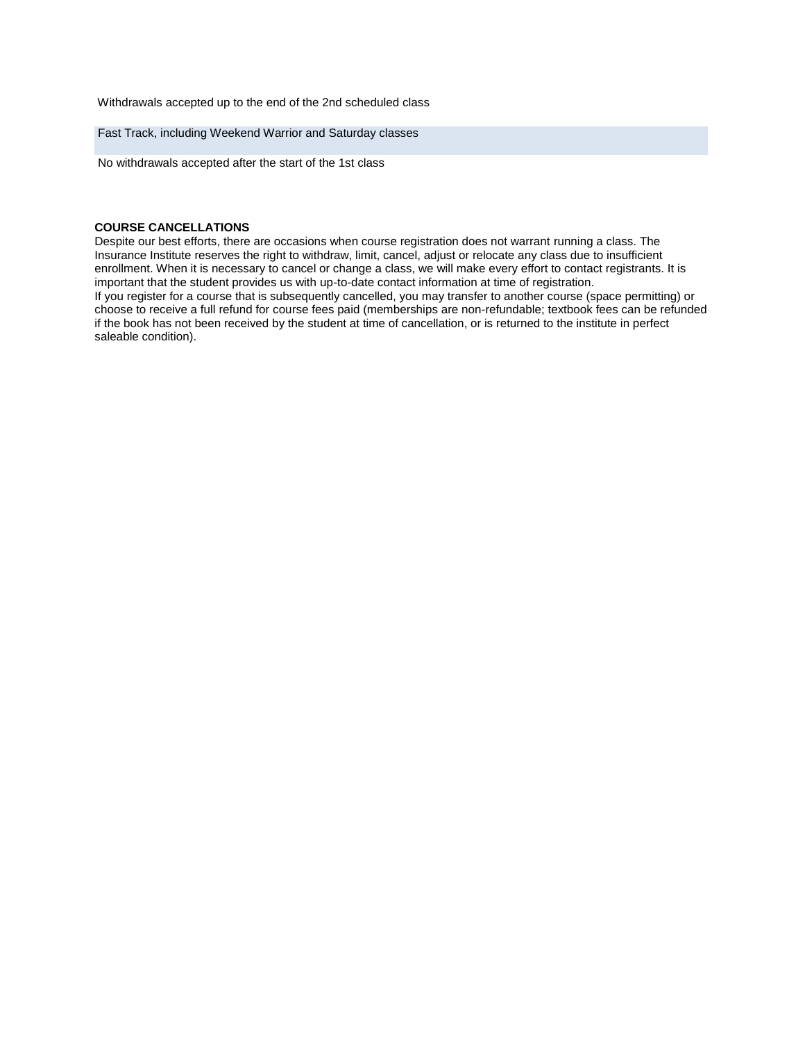Withdrawals accepted up to the end of the 2nd scheduled class

Fast Track, including Weekend Warrior and Saturday classes

No withdrawals accepted after the start of the 1st class

**COURSE CANCELLATIONS**

Despite our best efforts, there are occasions when course registration does not warrant running a class. The Insurance Institute reserves the right to withdraw, limit, cancel, adjust or relocate any class due to insufficient enrollment. When it is necessary to cancel or change a class, we will make every effort to contact registrants. It is important that the student provides us with up-to-date contact information at time of registration.

If you register for a course that is subsequently cancelled, you may transfer to another course (space permitting) or choose to receive a full refund for course fees paid (memberships are non-refundable; textbook fees can be refunded if the book has not been received by the student at time of cancellation, or is returned to the institute in perfect saleable condition).